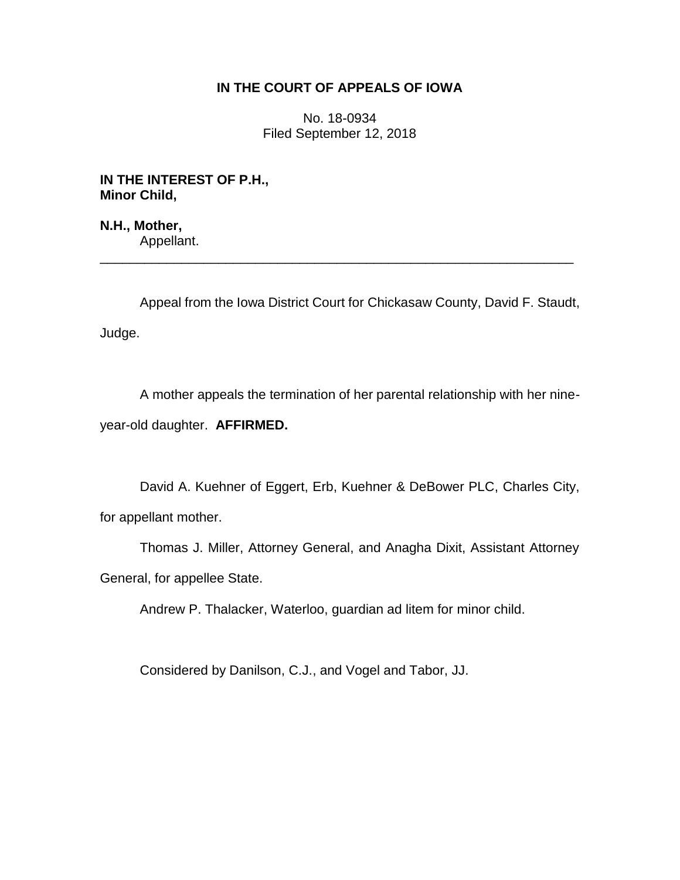# IN THE COURT OF APPEALS OF IOWA

No. 18-0934
Filed September 12, 2018

**IN THE INTEREST OF P.H., Minor Child,**

**N.H., Mother,**
Appellant.

---

Appeal from the Iowa District Court for Chickasaw County, David F. Staudt, Judge.

A mother appeals the termination of her parental relationship with her nine-year-old daughter. **AFFIRMED.**

David A. Kuehner of Eggert, Erb, Kuehner & DeBower PLC, Charles City, for appellant mother.

Thomas J. Miller, Attorney General, and Anagha Dixit, Assistant Attorney General, for appellee State.

Andrew P. Thalacker, Waterloo, guardian ad litem for minor child.

Considered by Danilson, C.J., and Vogel and Tabor, JJ.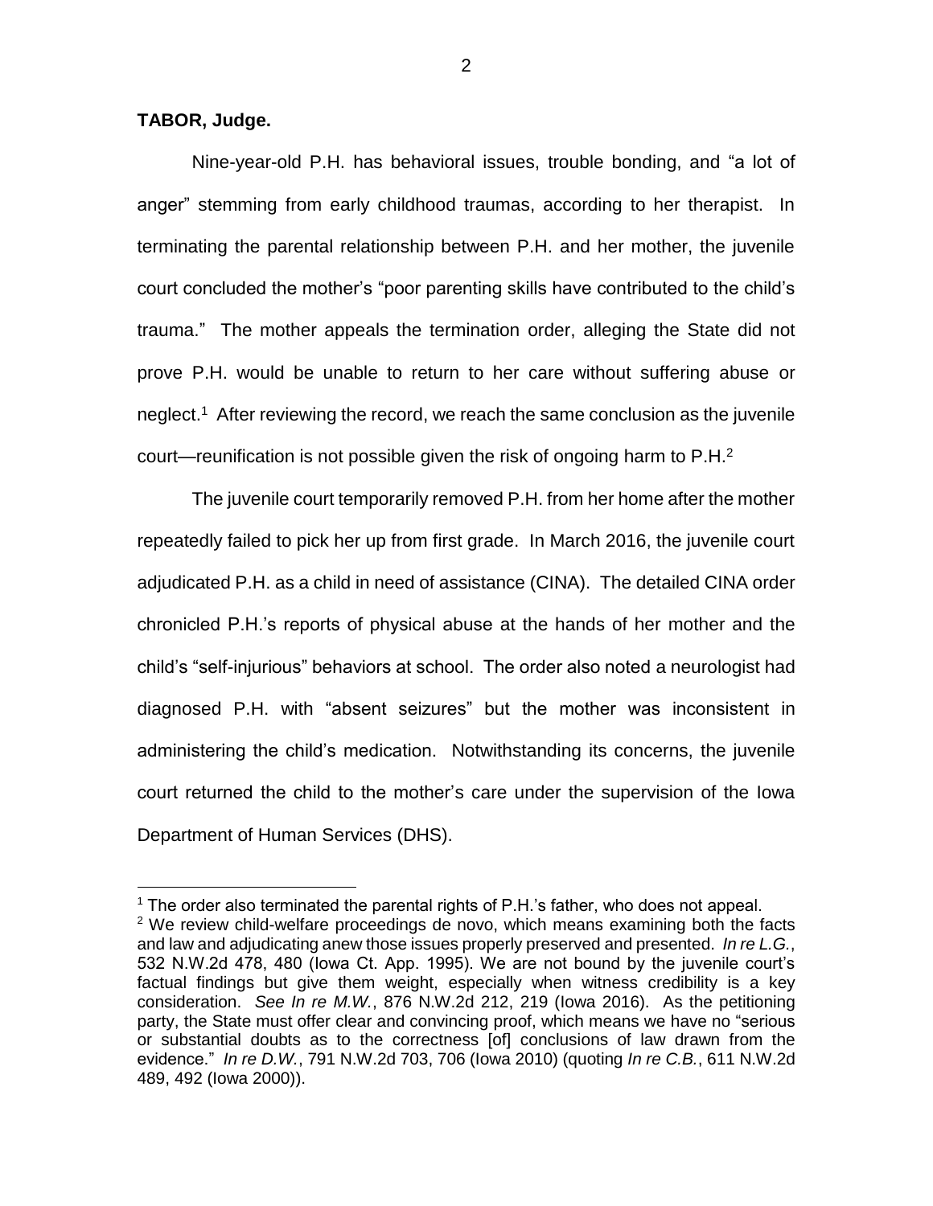**TABOR, Judge.**

Nine-year-old P.H. has behavioral issues, trouble bonding, and "a lot of anger" stemming from early childhood traumas, according to her therapist. In terminating the parental relationship between P.H. and her mother, the juvenile court concluded the mother's "poor parenting skills have contributed to the child's trauma." The mother appeals the termination order, alleging the State did not prove P.H. would be unable to return to her care without suffering abuse or neglect.[1] After reviewing the record, we reach the same conclusion as the juvenile court—reunification is not possible given the risk of ongoing harm to P.H.[2]

The juvenile court temporarily removed P.H. from her home after the mother repeatedly failed to pick her up from first grade. In March 2016, the juvenile court adjudicated P.H. as a child in need of assistance (CINA). The detailed CINA order chronicled P.H.'s reports of physical abuse at the hands of her mother and the child's "self-injurious" behaviors at school. The order also noted a neurologist had diagnosed P.H. with "absent seizures" but the mother was inconsistent in administering the child's medication. Notwithstanding its concerns, the juvenile court returned the child to the mother's care under the supervision of the Iowa Department of Human Services (DHS).

---

[1] The order also terminated the parental rights of P.H.'s father, who does not appeal.

[2] We review child-welfare proceedings de novo, which means examining both the facts and law and adjudicating anew those issues properly preserved and presented. *In re L.G.*, 532 N.W.2d 478, 480 (Iowa Ct. App. 1995). We are not bound by the juvenile court's factual findings but give them weight, especially when witness credibility is a key consideration. *See In re M.W.*, 876 N.W.2d 212, 219 (Iowa 2016). As the petitioning party, the State must offer clear and convincing proof, which means we have no "serious or substantial doubts as to the correctness [of] conclusions of law drawn from the evidence." *In re D.W.*, 791 N.W.2d 703, 706 (Iowa 2010) (quoting *In re C.B.*, 611 N.W.2d 489, 492 (Iowa 2000)).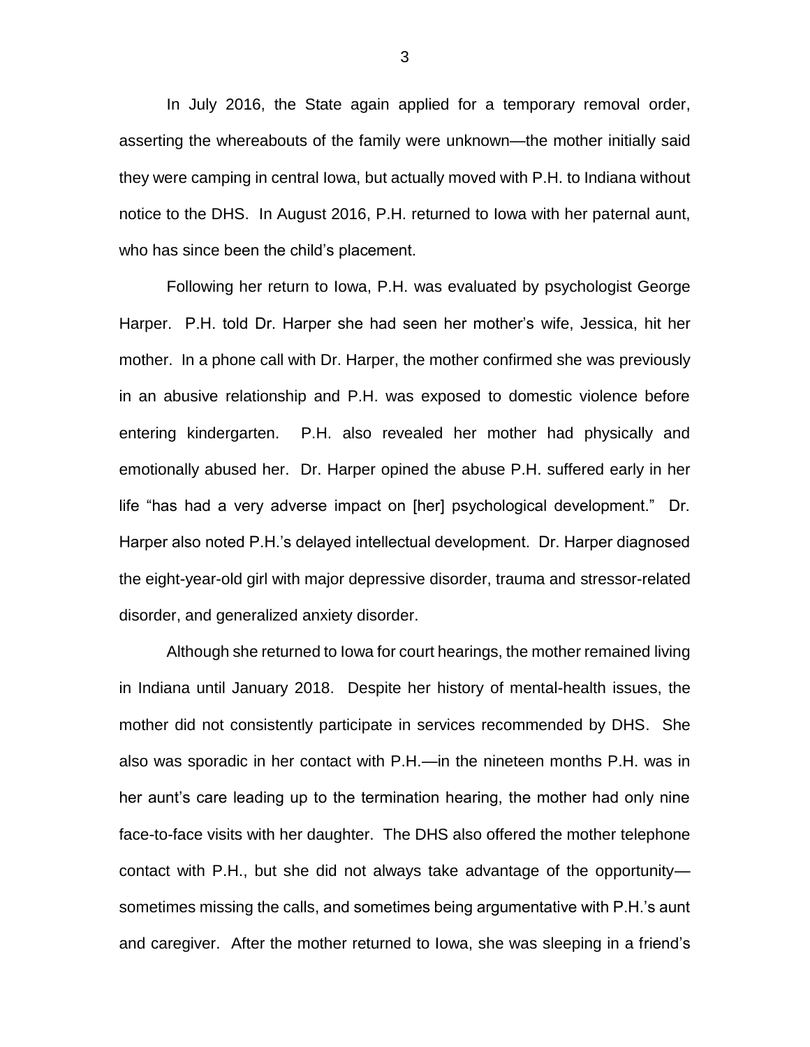In July 2016, the State again applied for a temporary removal order, asserting the whereabouts of the family were unknown—the mother initially said they were camping in central Iowa, but actually moved with P.H. to Indiana without notice to the DHS. In August 2016, P.H. returned to Iowa with her paternal aunt, who has since been the child's placement.

Following her return to Iowa, P.H. was evaluated by psychologist George Harper. P.H. told Dr. Harper she had seen her mother's wife, Jessica, hit her mother. In a phone call with Dr. Harper, the mother confirmed she was previously in an abusive relationship and P.H. was exposed to domestic violence before entering kindergarten. P.H. also revealed her mother had physically and emotionally abused her. Dr. Harper opined the abuse P.H. suffered early in her life "has had a very adverse impact on [her] psychological development." Dr. Harper also noted P.H.'s delayed intellectual development. Dr. Harper diagnosed the eight-year-old girl with major depressive disorder, trauma and stressor-related disorder, and generalized anxiety disorder.

Although she returned to Iowa for court hearings, the mother remained living in Indiana until January 2018. Despite her history of mental-health issues, the mother did not consistently participate in services recommended by DHS. She also was sporadic in her contact with P.H.—in the nineteen months P.H. was in her aunt's care leading up to the termination hearing, the mother had only nine face-to-face visits with her daughter. The DHS also offered the mother telephone contact with P.H., but she did not always take advantage of the opportunity—sometimes missing the calls, and sometimes being argumentative with P.H.'s aunt and caregiver. After the mother returned to Iowa, she was sleeping in a friend's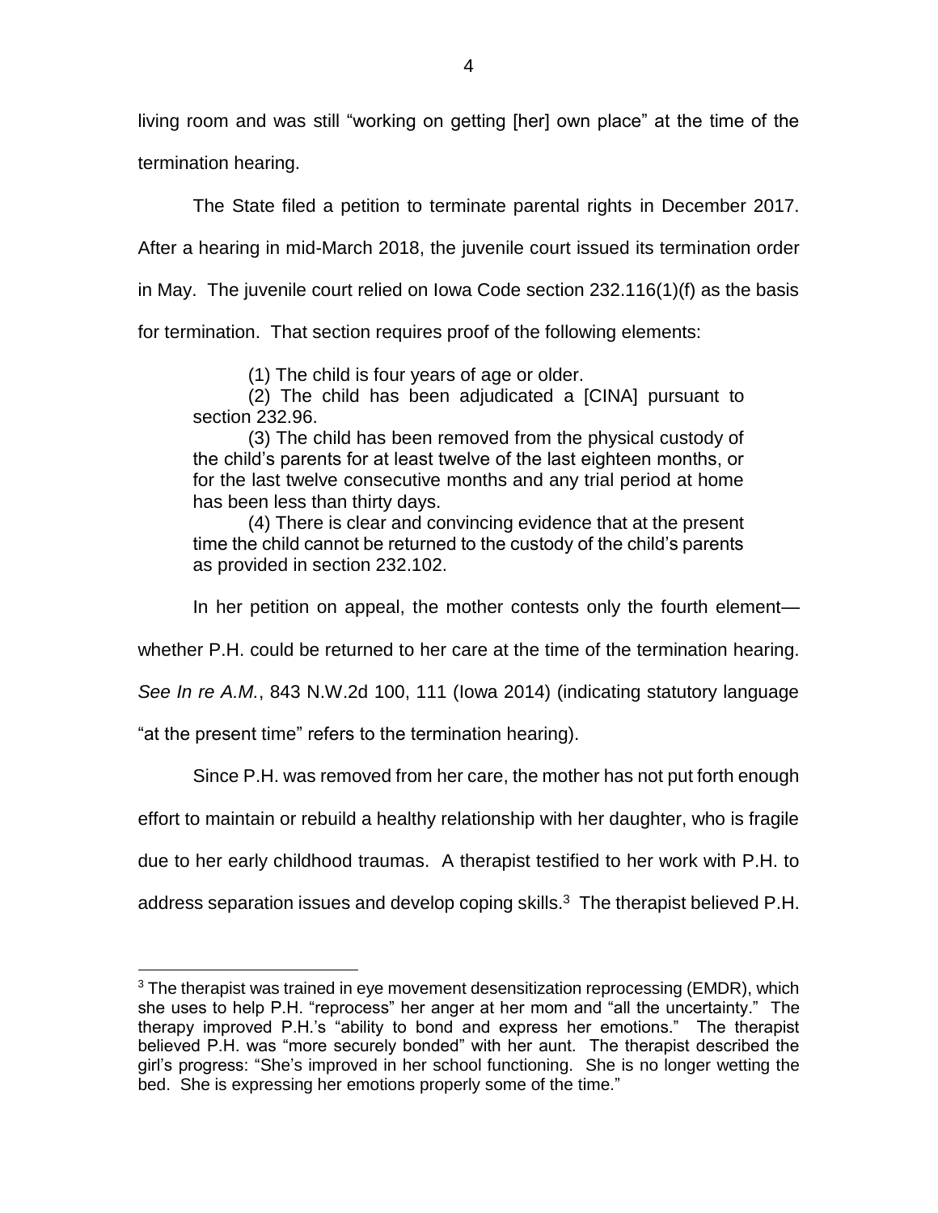living room and was still "working on getting [her] own place" at the time of the termination hearing.

The State filed a petition to terminate parental rights in December 2017. After a hearing in mid-March 2018, the juvenile court issued its termination order in May. The juvenile court relied on Iowa Code section 232.116(1)(f) as the basis for termination. That section requires proof of the following elements:

> (1) The child is four years of age or older.
>
> (2) The child has been adjudicated a [CINA] pursuant to section 232.96.
>
> (3) The child has been removed from the physical custody of the child's parents for at least twelve of the last eighteen months, or for the last twelve consecutive months and any trial period at home has been less than thirty days.
>
> (4) There is clear and convincing evidence that at the present time the child cannot be returned to the custody of the child's parents as provided in section 232.102.

In her petition on appeal, the mother contests only the fourth element—whether P.H. could be returned to her care at the time of the termination hearing. *See In re A.M.*, 843 N.W.2d 100, 111 (Iowa 2014) (indicating statutory language "at the present time" refers to the termination hearing).

Since P.H. was removed from her care, the mother has not put forth enough effort to maintain or rebuild a healthy relationship with her daughter, who is fragile due to her early childhood traumas. A therapist testified to her work with P.H. to address separation issues and develop coping skills.[3] The therapist believed P.H.

---

[3] The therapist was trained in eye movement desensitization reprocessing (EMDR), which she uses to help P.H. "reprocess" her anger at her mom and "all the uncertainty." The therapy improved P.H.'s "ability to bond and express her emotions." The therapist believed P.H. was "more securely bonded" with her aunt. The therapist described the girl's progress: "She's improved in her school functioning. She is no longer wetting the bed. She is expressing her emotions properly some of the time."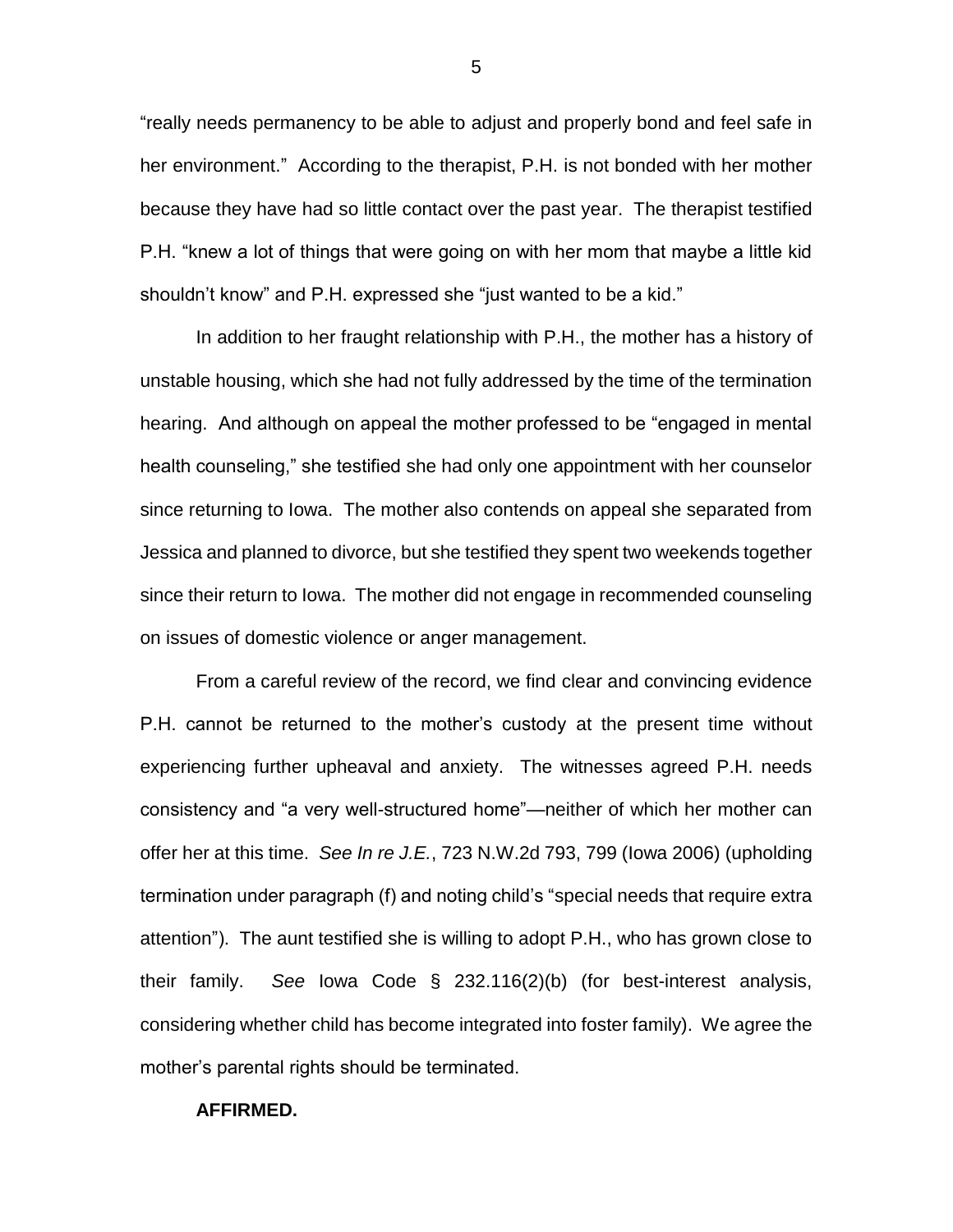"really needs permanency to be able to adjust and properly bond and feel safe in her environment." According to the therapist, P.H. is not bonded with her mother because they have had so little contact over the past year. The therapist testified P.H. "knew a lot of things that were going on with her mom that maybe a little kid shouldn't know" and P.H. expressed she "just wanted to be a kid."

In addition to her fraught relationship with P.H., the mother has a history of unstable housing, which she had not fully addressed by the time of the termination hearing. And although on appeal the mother professed to be "engaged in mental health counseling," she testified she had only one appointment with her counselor since returning to Iowa. The mother also contends on appeal she separated from Jessica and planned to divorce, but she testified they spent two weekends together since their return to Iowa. The mother did not engage in recommended counseling on issues of domestic violence or anger management.

From a careful review of the record, we find clear and convincing evidence P.H. cannot be returned to the mother's custody at the present time without experiencing further upheaval and anxiety. The witnesses agreed P.H. needs consistency and "a very well-structured home"—neither of which her mother can offer her at this time. *See In re J.E.*, 723 N.W.2d 793, 799 (Iowa 2006) (upholding termination under paragraph (f) and noting child's "special needs that require extra attention"). The aunt testified she is willing to adopt P.H., who has grown close to their family. *See* Iowa Code § 232.116(2)(b) (for best-interest analysis, considering whether child has become integrated into foster family). We agree the mother's parental rights should be terminated.

**AFFIRMED.**